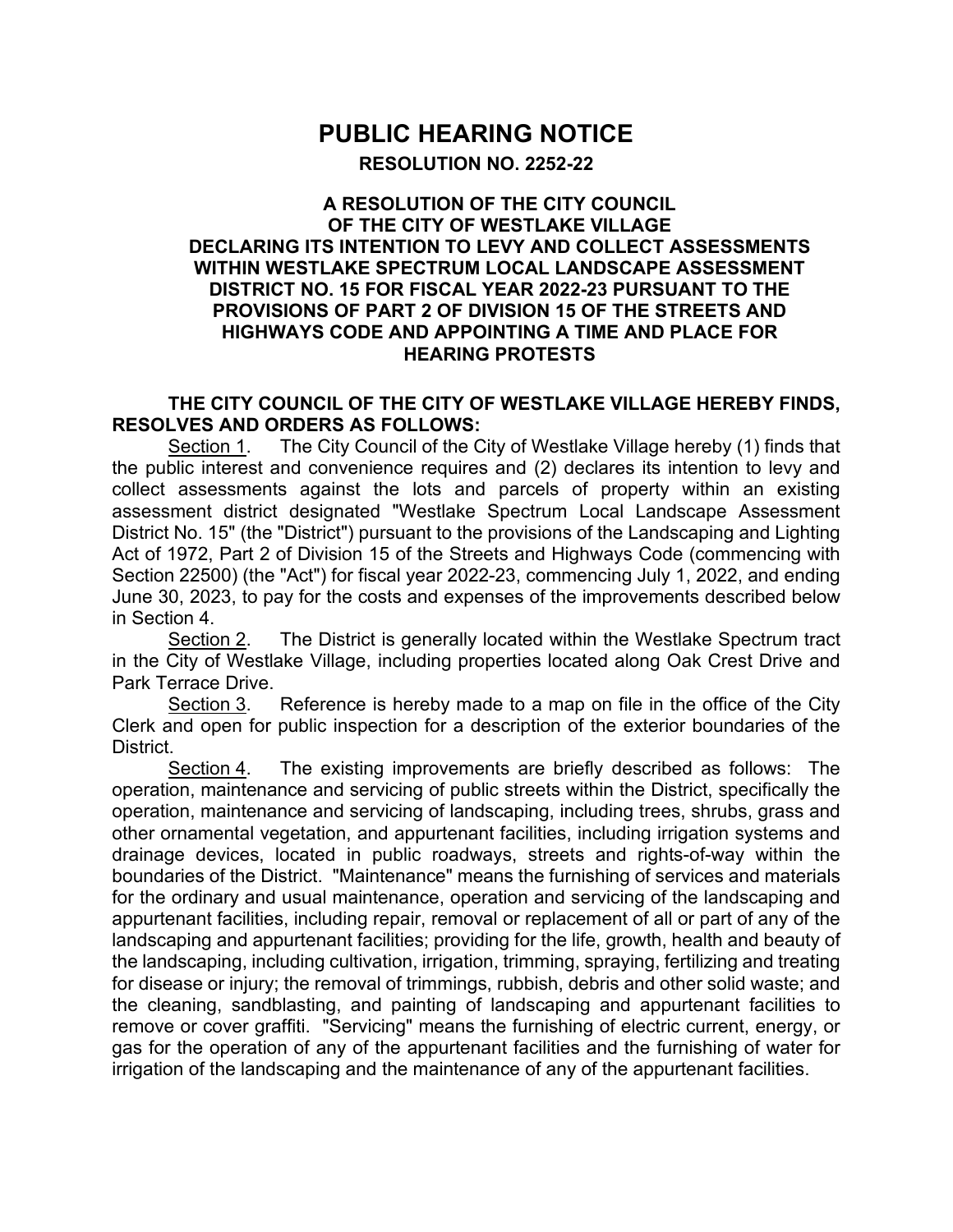# PUBLIC HEARING NOTICE

## RESOLUTION NO. 2252-22

### A RESOLUTION OF THE CITY COUNCIL OF THE CITY OF WESTLAKE VILLAGE DECLARING ITS INTENTION TO LEVY AND COLLECT ASSESSMENTS WITHIN WESTLAKE SPECTRUM LOCAL LANDSCAPE ASSESSMENT DISTRICT NO. 15 FOR FISCAL YEAR 2022-23 PURSUANT TO THE PROVISIONS OF PART 2 OF DIVISION 15 OF THE STREETS AND HIGHWAYS CODE AND APPOINTING A TIME AND PLACE FOR HEARING PROTESTS

**THE CITY COUNCIL OF THE CITY OF WESTLAKE VILLAGE HEREBY FINDS, RESOLVES AND ORDERS AS FOLLOWS:**

Section 1. The City Council of the City of Westlake Village hereby (1) finds that the public interest and convenience requires and (2) declares its intention to levy and collect assessments against the lots and parcels of property within an existing assessment district designated "Westlake Spectrum Local Landscape Assessment District No. 15" (the "District") pursuant to the provisions of the Landscaping and Lighting Act of 1972, Part 2 of Division 15 of the Streets and Highways Code (commencing with Section 22500) (the "Act") for fiscal year 2022-23, commencing July 1, 2022, and ending June 30, 2023, to pay for the costs and expenses of the improvements described below in Section 4.

Section 2. The District is generally located within the Westlake Spectrum tract in the City of Westlake Village, including properties located along Oak Crest Drive and Park Terrace Drive.

Section 3. Reference is hereby made to a map on file in the office of the City Clerk and open for public inspection for a description of the exterior boundaries of the District.

Section 4. The existing improvements are briefly described as follows: The operation, maintenance and servicing of public streets within the District, specifically the operation, maintenance and servicing of landscaping, including trees, shrubs, grass and other ornamental vegetation, and appurtenant facilities, including irrigation systems and drainage devices, located in public roadways, streets and rights-of-way within the boundaries of the District. "Maintenance" means the furnishing of services and materials for the ordinary and usual maintenance, operation and servicing of the landscaping and appurtenant facilities, including repair, removal or replacement of all or part of any of the landscaping and appurtenant facilities; providing for the life, growth, health and beauty of the landscaping, including cultivation, irrigation, trimming, spraying, fertilizing and treating for disease or injury; the removal of trimmings, rubbish, debris and other solid waste; and the cleaning, sandblasting, and painting of landscaping and appurtenant facilities to remove or cover graffiti. "Servicing" means the furnishing of electric current, energy, or gas for the operation of any of the appurtenant facilities and the furnishing of water for irrigation of the landscaping and the maintenance of any of the appurtenant facilities.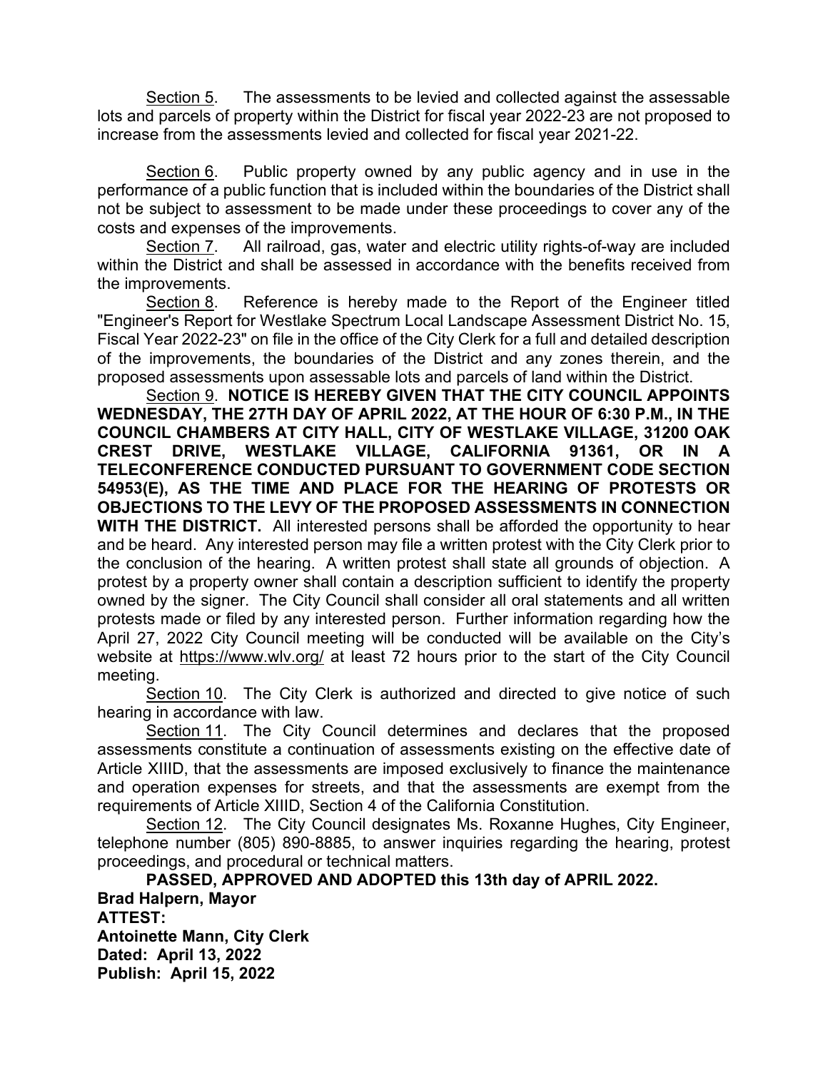Section 5. The assessments to be levied and collected against the assessable lots and parcels of property within the District for fiscal year 2022-23 are not proposed to increase from the assessments levied and collected for fiscal year 2021-22.

Section 6. Public property owned by any public agency and in use in the performance of a public function that is included within the boundaries of the District shall not be subject to assessment to be made under these proceedings to cover any of the costs and expenses of the improvements.

Section 7. All railroad, gas, water and electric utility rights-of-way are included within the District and shall be assessed in accordance with the benefits received from the improvements.

Section 8. Reference is hereby made to the Report of the Engineer titled "Engineer's Report for Westlake Spectrum Local Landscape Assessment District No. 15, Fiscal Year 2022-23" on file in the office of the City Clerk for a full and detailed description of the improvements, the boundaries of the District and any zones therein, and the proposed assessments upon assessable lots and parcels of land within the District.

Section 9. **NOTICE IS HEREBY GIVEN THAT THE CITY COUNCIL APPOINTS WEDNESDAY, THE 27TH DAY OF APRIL 2022, AT THE HOUR OF 6:30 P.M., IN THE COUNCIL CHAMBERS AT CITY HALL, CITY OF WESTLAKE VILLAGE, 31200 OAK CREST DRIVE, WESTLAKE VILLAGE, CALIFORNIA 91361, OR IN A TELECONFERENCE CONDUCTED PURSUANT TO GOVERNMENT CODE SECTION 54953(E), AS THE TIME AND PLACE FOR THE HEARING OF PROTESTS OR OBJECTIONS TO THE LEVY OF THE PROPOSED ASSESSMENTS IN CONNECTION WITH THE DISTRICT.** All interested persons shall be afforded the opportunity to hear and be heard. Any interested person may file a written protest with the City Clerk prior to the conclusion of the hearing. A written protest shall state all grounds of objection. A protest by a property owner shall contain a description sufficient to identify the property owned by the signer. The City Council shall consider all oral statements and all written protests made or filed by any interested person. Further information regarding how the April 27, 2022 City Council meeting will be conducted will be available on the City's website at https://www.wlv.org/ at least 72 hours prior to the start of the City Council meeting.

Section 10. The City Clerk is authorized and directed to give notice of such hearing in accordance with law.

Section 11. The City Council determines and declares that the proposed assessments constitute a continuation of assessments existing on the effective date of Article XIIID, that the assessments are imposed exclusively to finance the maintenance and operation expenses for streets, and that the assessments are exempt from the requirements of Article XIIID, Section 4 of the California Constitution.

Section 12. The City Council designates Ms. Roxanne Hughes, City Engineer, telephone number (805) 890-8885, to answer inquiries regarding the hearing, protest proceedings, and procedural or technical matters.

**PASSED, APPROVED AND ADOPTED this 13th day of APRIL 2022.**

**Brad Halpern, Mayor**
**ATTEST:**
**Antoinette Mann, City Clerk**
**Dated: April 13, 2022**
**Publish: April 15, 2022**